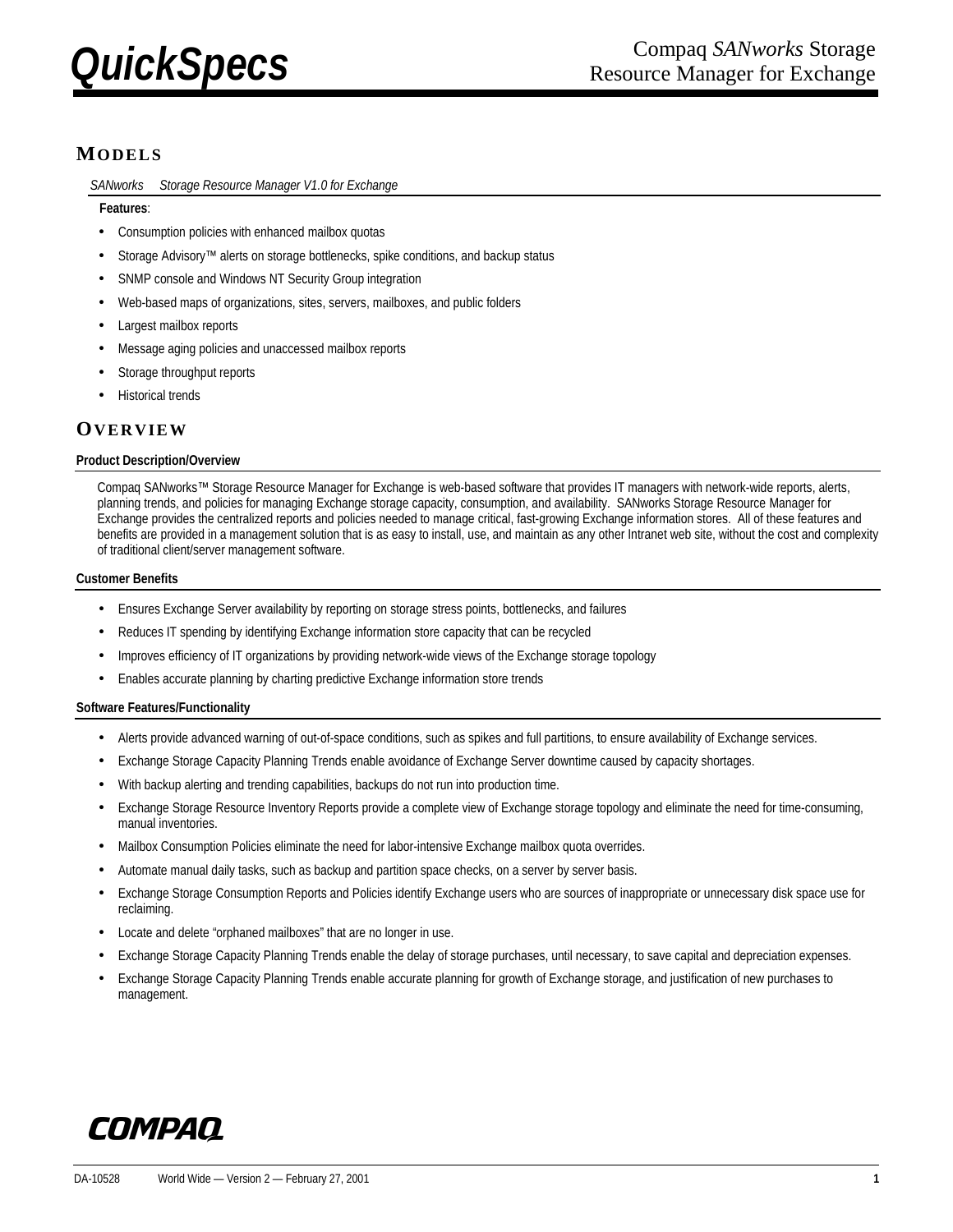# QuickSpecs

Compaq *SANworks* Storage Resource Manager for Exchange

## MODELS

*SANworks Storage Resource Manager V1.0 for Exchange*

**Features**:

- Consumption policies with enhanced mailbox quotas
- Storage Advisory™ alerts on storage bottlenecks, spike conditions, and backup status
- SNMP console and Windows NT Security Group integration
- Web-based maps of organizations, sites, servers, mailboxes, and public folders
- Largest mailbox reports
- Message aging policies and unaccessed mailbox reports
- Storage throughput reports
- Historical trends

## OVERVIEW

### Product Description/Overview

Compaq SANworks™ Storage Resource Manager for Exchange is web-based software that provides IT managers with network-wide reports, alerts, planning trends, and policies for managing Exchange storage capacity, consumption, and availability. SANworks Storage Resource Manager for Exchange provides the centralized reports and policies needed to manage critical, fast-growing Exchange information stores. All of these features and benefits are provided in a management solution that is as easy to install, use, and maintain as any other Intranet web site, without the cost and complexity of traditional client/server management software.

### Customer Benefits

- Ensures Exchange Server availability by reporting on storage stress points, bottlenecks, and failures
- Reduces IT spending by identifying Exchange information store capacity that can be recycled
- Improves efficiency of IT organizations by providing network-wide views of the Exchange storage topology
- Enables accurate planning by charting predictive Exchange information store trends

### Software Features/Functionality

- Alerts provide advanced warning of out-of-space conditions, such as spikes and full partitions, to ensure availability of Exchange services.
- Exchange Storage Capacity Planning Trends enable avoidance of Exchange Server downtime caused by capacity shortages.
- With backup alerting and trending capabilities, backups do not run into production time.
- Exchange Storage Resource Inventory Reports provide a complete view of Exchange storage topology and eliminate the need for time-consuming, manual inventories.
- Mailbox Consumption Policies eliminate the need for labor-intensive Exchange mailbox quota overrides.
- Automate manual daily tasks, such as backup and partition space checks, on a server by server basis.
- Exchange Storage Consumption Reports and Policies identify Exchange users who are sources of inappropriate or unnecessary disk space use for reclaiming.
- Locate and delete "orphaned mailboxes" that are no longer in use.
- Exchange Storage Capacity Planning Trends enable the delay of storage purchases, until necessary, to save capital and depreciation expenses.
- Exchange Storage Capacity Planning Trends enable accurate planning for growth of Exchange storage, and justification of new purchases to management.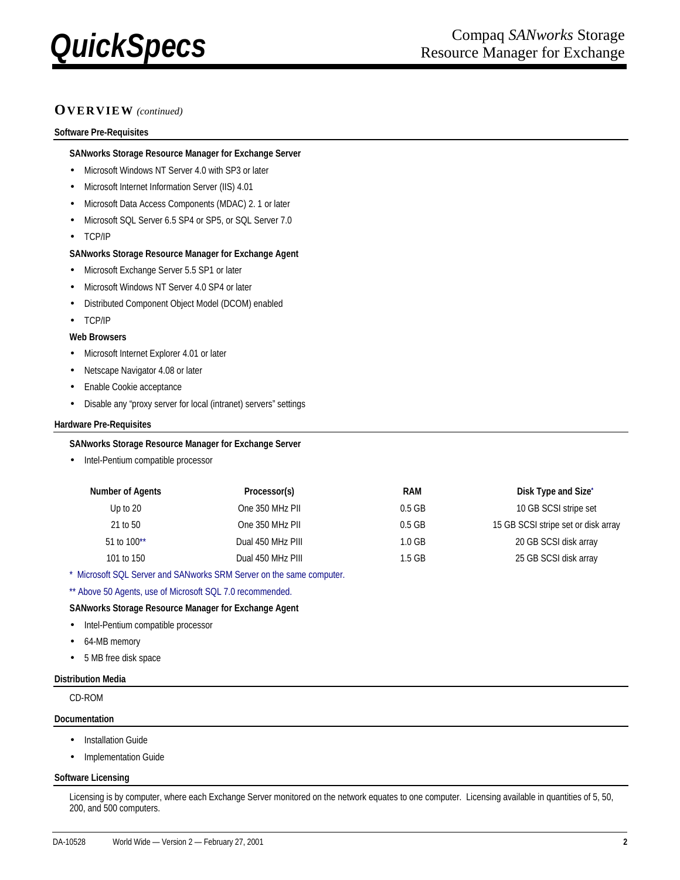## OVERVIEW *(continued)*

### Software Pre-Requisites

**SANworks Storage Resource Manager for Exchange Server**

- Microsoft Windows NT Server 4.0 with SP3 or later
- Microsoft Internet Information Server (IIS) 4.01
- Microsoft Data Access Components (MDAC) 2. 1 or later
- Microsoft SQL Server 6.5 SP4 or SP5, or SQL Server 7.0
- TCP/IP

**SANworks Storage Resource Manager for Exchange Agent**

- Microsoft Exchange Server 5.5 SP1 or later
- Microsoft Windows NT Server 4.0 SP4 or later
- Distributed Component Object Model (DCOM) enabled
- TCP/IP

**Web Browsers**

- Microsoft Internet Explorer 4.01 or later
- Netscape Navigator 4.08 or later
- Enable Cookie acceptance
- Disable any "proxy server for local (intranet) servers" settings

### Hardware Pre-Requisites

**SANworks Storage Resource Manager for Exchange Server**

- Intel-Pentium compatible processor

| Number of Agents | Processor(s) | RAM | Disk Type and Size* |
|---|---|---|---|
| Up to 20 | One 350 MHz PII | 0.5 GB | 10 GB SCSI stripe set |
| 21 to 50 | One 350 MHz PII | 0.5 GB | 15 GB SCSI stripe set or disk array |
| 51 to 100** | Dual 450 MHz PIII | 1.0 GB | 20 GB SCSI disk array |
| 101 to 150 | Dual 450 MHz PIII | 1.5 GB | 25 GB SCSI disk array |

\* Microsoft SQL Server and SANworks SRM Server on the same computer.

\*\* Above 50 Agents, use of Microsoft SQL 7.0 recommended.

**SANworks Storage Resource Manager for Exchange Agent**

- Intel-Pentium compatible processor
- 64-MB memory
- 5 MB free disk space

### Distribution Media

CD-ROM

### Documentation

- Installation Guide
- Implementation Guide

### Software Licensing

Licensing is by computer, where each Exchange Server monitored on the network equates to one computer. Licensing available in quantities of 5, 50, 200, and 500 computers.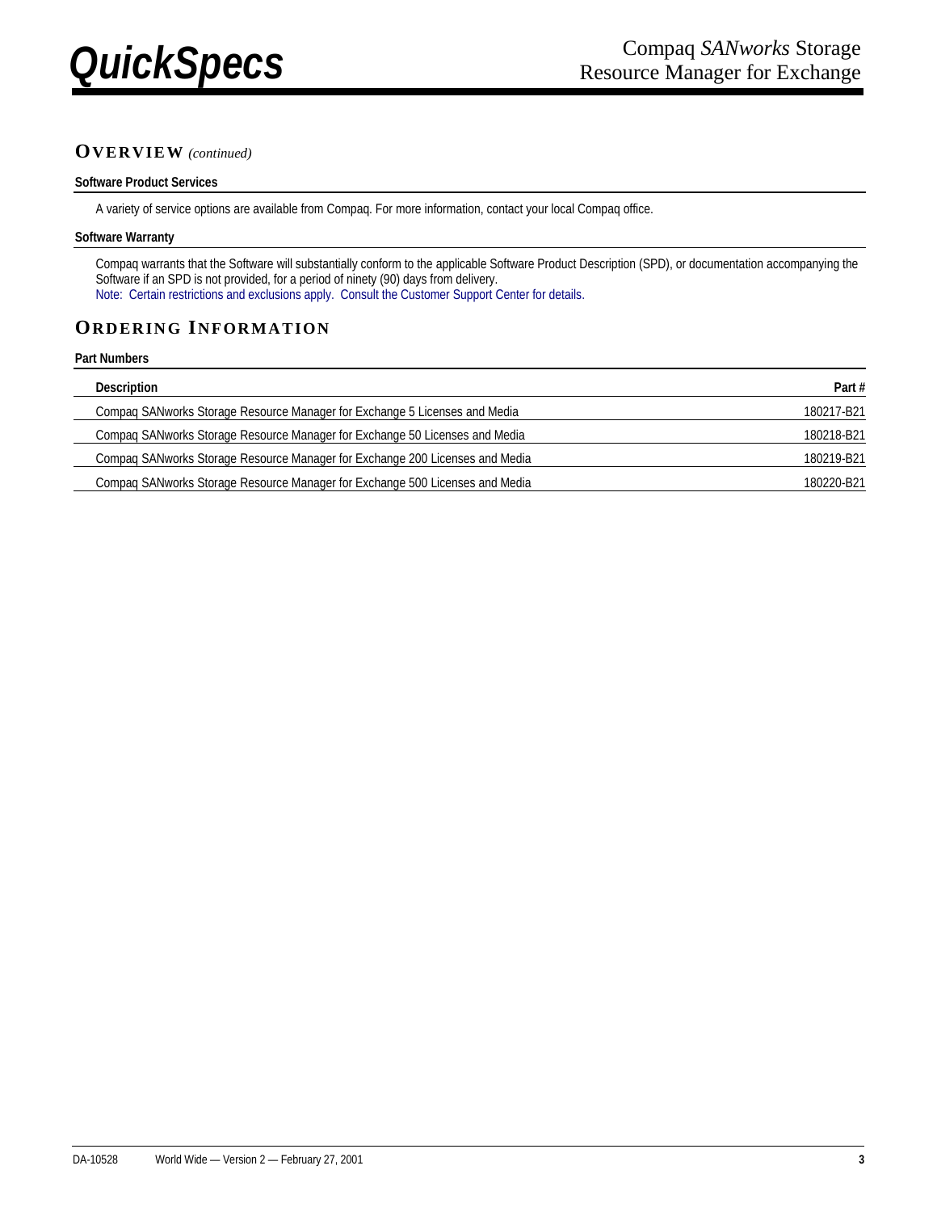## OVERVIEW *(continued)*

### Software Product Services

A variety of service options are available from Compaq. For more information, contact your local Compaq office.

### Software Warranty

Compaq warrants that the Software will substantially conform to the applicable Software Product Description (SPD), or documentation accompanying the Software if an SPD is not provided, for a period of ninety (90) days from delivery.
Note: Certain restrictions and exclusions apply. Consult the Customer Support Center for details.

## ORDERING INFORMATION

### Part Numbers

| Description | Part # |
|---|---|
| Compaq SANworks Storage Resource Manager for Exchange 5 Licenses and Media | 180217-B21 |
| Compaq SANworks Storage Resource Manager for Exchange 50 Licenses and Media | 180218-B21 |
| Compaq SANworks Storage Resource Manager for Exchange 200 Licenses and Media | 180219-B21 |
| Compaq SANworks Storage Resource Manager for Exchange 500 Licenses and Media | 180220-B21 |